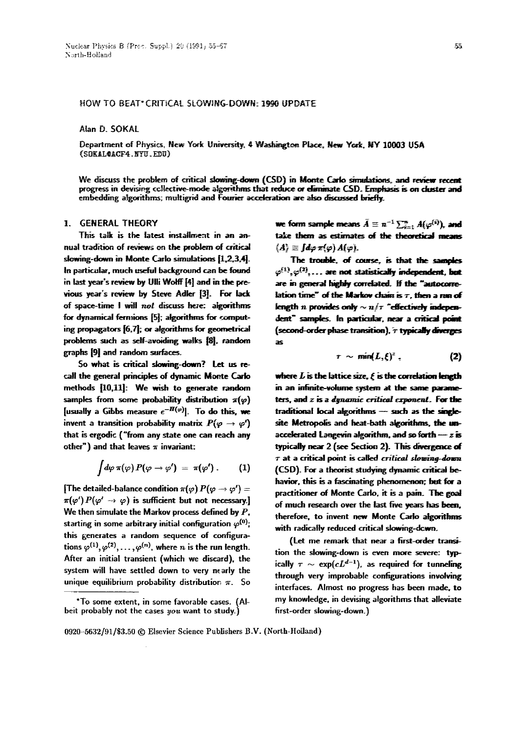# HOW TO BEAT* CRITICAL SLOWING-DOWN: 1990 UPDATE

Alan D. SOKAL

Department of Physics, New York University, 4 Washington Place, New York, NY 10003 USA
(SOKAL@ACF4.NYU.EDU)

We discuss the problem of critical slowing-down (CSD) in Monte Carlo simulations, and review recent progress in devising collective-mode algorithms that reduce or eliminate CSD. Emphasis is on cluster and embedding algorithms; multigrid and Fourier acceleration are also discussed briefly.

## 1. GENERAL THEORY

This talk is the latest installment in an annual tradition of reviews on the problem of critical slowing-down in Monte Carlo simulations [1,2,3,4]. In particular, much useful background can be found in last year's review by Ulli Wolff [4] and in the previous year's review by Steve Adler [3]. For lack of space-time I will *not* discuss here: algorithms for dynamical fermions [5]; algorithms for computing propagators [6,7]; or algorithms for geometrical problems such as self-avoiding walks [8], random graphs [9] and random surfaces.

So what is critical slowing-down? Let us recall the general principles of dynamic Monte Carlo methods [10,11]: We wish to generate random samples from some probability distribution $\pi(\varphi)$ [usually a Gibbs measure $e^{-H(\varphi)}$]. To do this, we invent a transition probability matrix $P(\varphi \to \varphi')$ that is ergodic ("from any state one can reach any other") and that leaves $\pi$ invariant:

$$\int d\varphi \, \pi(\varphi) \, P(\varphi \to \varphi') \;=\; \pi(\varphi') \, . \qquad (1)$$

[The detailed-balance condition $\pi(\varphi) \, P(\varphi \to \varphi') = \pi(\varphi') \, P(\varphi' \to \varphi)$ is sufficient but not necessary.] We then simulate the Markov process defined by $P$, starting in some arbitrary initial configuration $\varphi^{(0)}$; this generates a random sequence of configurations $\varphi^{(1)}, \varphi^{(2)}, \ldots, \varphi^{(n)}$, where $n$ is the run length. After an initial transient (which we discard), the system will have settled down to very nearly the unique equilibrium probability distribution $\pi$. So we form sample means $\bar{A} \equiv n^{-1} \sum_{i=1}^{n} A(\varphi^{(i)})$, and take them as estimates of the theoretical means $\langle A \rangle \equiv \int d\varphi \, \pi(\varphi) \, A(\varphi)$.

The trouble, of course, is that the samples $\varphi^{(1)}, \varphi^{(2)}, \ldots$ are not statistically independent, but are in general highly correlated. If the "autocorrelation time" of the Markov chain is $\tau$, then a run of length $n$ provides only $\sim n/\tau$ "effectively independent" samples. In particular, near a critical point (second-order phase transition), $\tau$ typically diverges as

$$\tau \;\sim\; \min(L, \xi)^z \, , \qquad (2)$$

where $L$ is the lattice size, $\xi$ is the correlation length in an infinite-volume system at the same parameters, and $z$ is a *dynamic critical exponent*. For the traditional local algorithms — such as the single-site Metropolis and heat-bath algorithms, the unaccelerated Langevin algorithm, and so forth — $z$ is typically near 2 (see Section 2). This divergence of $\tau$ at a critical point is called *critical slowing-down* (CSD). For a theorist studying dynamic critical behavior, this is a fascinating phenomenon; but for a practitioner of Monte Carlo, it is a pain. The goal of much research over the last five years has been, therefore, to invent new Monte Carlo algorithms with radically reduced critical slowing-down.

(Let me remark that near a first-order transition the slowing-down is even more severe: typically $\tau \sim \exp(cL^{d-1})$, as required for tunneling through very improbable configurations involving interfaces. Almost no progress has been made, to my knowledge, in devising algorithms that alleviate first-order slowing-down.)

*To some extent, in some favorable cases. (Albeit probably not the cases *you* want to study.)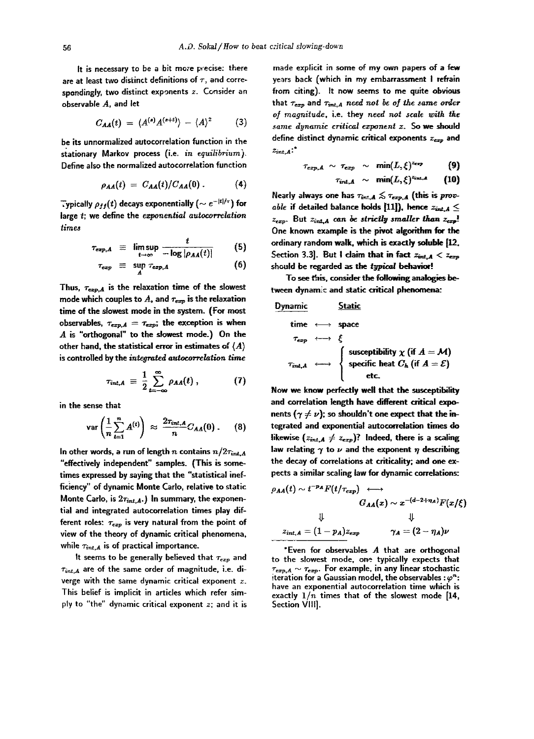It is necessary to be a bit more precise: there are at least two distinct definitions of $\tau$, and correspondingly, two distinct exponents $z$. Consider an observable $A$, and let

$$C_{AA}(t) = \langle A^{(s)} A^{(s+t)} \rangle - \langle A \rangle^2 \qquad (3)$$

be its unnormalized autocorrelation function in the stationary Markov process (i.e. *in equilibrium*). Define also the normalized autocorrelation function

$$\rho_{AA}(t) = C_{AA}(t)/C_{AA}(0) \,. \qquad (4)$$

Typically $\rho_{ff}(t)$ decays exponentially ($\sim e^{-|t|/\tau}$) for large $t$; we define the *exponential autocorrelation times*

$$\tau_{exp,A} \equiv \limsup_{t\to\infty} \frac{t}{-\log|\rho_{AA}(t)|} \qquad (5)$$

$$\tau_{exp} \equiv \sup_A \tau_{exp,A} \qquad (6)$$

Thus, $\tau_{exp,A}$ is the relaxation time of the slowest mode which couples to $A$, and $\tau_{exp}$ is the relaxation time of the slowest mode in the system. (For most observables, $\tau_{exp,A} = \tau_{exp}$; the exception is when $A$ is "orthogonal" to the slowest mode.) On the other hand, the statistical error in estimates of $\langle A \rangle$ is controlled by the *integrated autocorrelation time*

$$\tau_{int,A} \equiv \frac{1}{2} \sum_{t=-\infty}^{\infty} \rho_{AA}(t) \,, \qquad (7)$$

in the sense that

$$\text{var}\left( \frac{1}{n} \sum_{t=1}^{n} A^{(t)} \right) \approx \frac{2\tau_{int,A}}{n} C_{AA}(0) \,. \qquad (8)$$

In other words, a run of length $n$ contains $n/2\tau_{int,A}$ "effectively independent" samples. (This is sometimes expressed by saying that the "statistical inefficiency" of dynamic Monte Carlo, relative to static Monte Carlo, is $2\tau_{int,A}$.) In summary, the exponential and integrated autocorrelation times play different roles: $\tau_{exp}$ is very natural from the point of view of the theory of dynamic critical phenomena, while $\tau_{int,A}$ is of practical importance.

It seems to be generally believed that $\tau_{exp}$ and $\tau_{int,A}$ are of the same order of magnitude, i.e. diverge with the same dynamic critical exponent $z$. This belief is implicit in articles which refer simply to "the" dynamic critical exponent $z$; and it is made explicit in some of my own papers of a few years back (which in my embarrassment I refrain from citing). It now seems to me quite obvious that $\tau_{exp}$ and $\tau_{int,A}$ *need not be of the same order of magnitude*, i.e. they *need not scale with the same dynamic critical exponent* $z$. So we should define distinct dynamic critical exponents $z_{exp}$ and $z_{int,A}$:*

$$\tau_{exp,A} \sim \tau_{exp} \sim \min(L,\xi)^{z_{exp}} \qquad (9)$$

$$\tau_{int,A} \sim \min(L,\xi)^{z_{int,A}} \qquad (10)$$

Nearly always one has $\tau_{int,A} \lesssim \tau_{exp,A}$ (this is *provable* if detailed balance holds [11]), hence $z_{int,A} \le z_{exp}$. But $z_{int,A}$ *can be strictly smaller than* $z_{exp}$! One known example is the pivot algorithm for the ordinary random walk, which is exactly soluble [12, Section 3.3]. But **I claim that in fact $z_{int,A} < z_{exp}$ should be regarded as the *typical* behavior!**

To see this, consider the following analogies between dynamic and static critical phenomena:

| Dynamic | Static |
|---|---|
| time $\longleftrightarrow$ | space |
| $\tau_{exp}$ $\longleftrightarrow$ | $\xi$ |
| $\tau_{int,A}$ $\longleftrightarrow$ | susceptibility $\chi$ (if $A = \mathcal{M}$) |
| | specific heat $C_h$ (if $A = \mathcal{E}$) |
| | etc. |

Now we know perfectly well that the susceptibility and correlation length have different critical exponents ($\gamma \neq \nu$); so shouldn't one expect that the integrated and exponential autocorrelation times do likewise ($z_{int,A} \neq z_{exp}$)? Indeed, there is a scaling law relating $\gamma$ to $\nu$ and the exponent $\eta$ describing the decay of correlations at criticality; and one expects a similar scaling law for dynamic correlations:

$$\rho_{AA}(t) \sim t^{-p_A} F(t/\tau_{exp}) \longleftrightarrow G_{AA}(x) \sim x^{-(d-2+\eta_A)} \tilde{F}(x/\xi)$$

$$\Downarrow \qquad\qquad\qquad\qquad \Downarrow$$

$$z_{int,A} = (1-p_A) z_{exp} \qquad\qquad \gamma_A = (2-\eta_A)\nu$$

*Even for observables $A$ that are orthogonal to the slowest mode, one typically expects that $\tau_{exp,A} \sim \tau_{exp}$. For example, in any linear stochastic iteration for a Gaussian model, the observables $:\varphi^n:$ have an exponential autocorrelation time which is exactly $1/n$ times that of the slowest mode [14, Section VIII].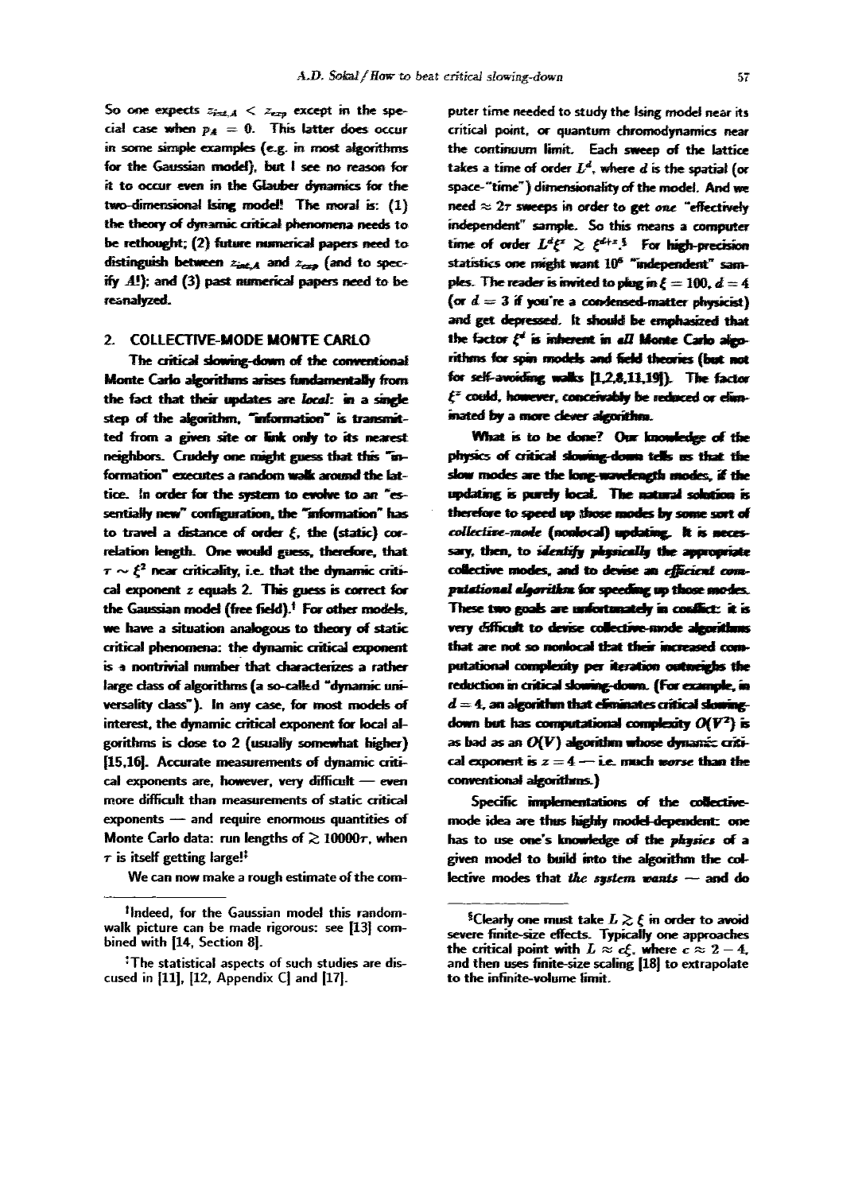So one expects $z_{int,A} < z_{exp}$ except in the special case when $p_A = 0$. This latter does occur in some simple examples (e.g. in most algorithms for the Gaussian model), but I see no reason for it to occur even in the Glauber dynamics for the two-dimensional Ising model! The moral is: (1) the theory of dynamic critical phenomena needs to be rethought; (2) future numerical papers need to distinguish between $z_{int,A}$ and $z_{exp}$ (and to specify $A$!); and (3) past numerical papers need to be reanalyzed.

## 2. COLLECTIVE-MODE MONTE CARLO

The critical slowing-down of the conventional Monte Carlo algorithms arises fundamentally from the fact that their updates are *local*: in a single step of the algorithm, "information" is transmitted from a given site or link only to its nearest neighbors. Crudely one might guess that this "information" executes a random walk around the lattice. In order for the system to evolve to an "essentially new" configuration, the "information" has to travel a distance of order $\xi$, the (static) correlation length. One would guess, therefore, that $\tau \sim \xi^2$ near criticality, i.e. that the dynamic critical exponent $z$ equals 2. This guess is correct for the Gaussian model (free field).[†] For other models, we have a situation analogous to theory of static critical phenomena: the dynamic critical exponent is a nontrivial number that characterizes a rather large class of algorithms (a so-called "dynamic universality class"). In any case, for most models of interest, the dynamic critical exponent for local algorithms is close to 2 (usually somewhat higher) [15,16]. Accurate measurements of dynamic critical exponents are, however, very difficult — even more difficult than measurements of static critical exponents — and require enormous quantities of Monte Carlo data: run lengths of $\gtrsim 10000\tau$, when $\tau$ is itself getting large![‡]

We can now make a rough estimate of the computer time needed to study the Ising model near its critical point, or quantum chromodynamics near the continuum limit. Each sweep of the lattice takes a time of order $L^d$, where $d$ is the spatial (or space-"time") dimensionality of the model. And we need $\approx 2\tau$ sweeps in order to get *one* "effectively independent" sample. So this means a computer time of order $L^d \xi^z \gtrsim \xi^{d+z}$.[§] For high-precision statistics one might want $10^6$ "independent" samples. The reader is invited to plug in $\xi = 100$, $d = 4$ (or $d = 3$ if you're a condensed-matter physicist) and get depressed. It should be emphasized that the factor $\xi^d$ is inherent in *all* Monte Carlo algorithms for spin models and field theories (but not for self-avoiding walks [1,2,8,11,19]). The factor $\xi^z$ could, however, conceivably be reduced or eliminated by a more clever algorithm.

What is to be done? Our knowledge of the physics of critical slowing-down tells us that the slow modes are the long-wavelength modes, if the updating is purely local. The natural solution is therefore to speed up those modes by some sort of *collective-mode* (nonlocal) updating. It is necessary, then, to *identify physically* the appropriate collective modes, and to devise an *efficient computational algorithm* for speeding up those modes. These two goals are unfortunately in conflict: it is very difficult to devise collective-mode algorithms that are not so nonlocal that their increased computational complexity per iteration outweighs the reduction in critical slowing-down. (For example, in $d = 4$, an algorithm that eliminates critical slowing-down but has computational complexity $O(V^2)$ is as bad as an $O(V)$ algorithm whose dynamic critical exponent is $z = 4$ — i.e. much *worse* than the conventional algorithms.)

Specific implementations of the collective-mode idea are thus highly model-dependent: one has to use one's knowledge of the *physics* of a given model to build into the algorithm the collective modes that *the system wants* — and do

---

[†] Indeed, for the Gaussian model this random-walk picture can be made rigorous: see [13] combined with [14, Section 8].

[‡] The statistical aspects of such studies are discussed in [11], [12, Appendix C] and [17].

[§] Clearly one must take $L \gtrsim \xi$ in order to avoid severe finite-size effects. Typically one approaches the critical point with $L \approx c\xi$, where $c \approx 2-4$, and then uses finite-size scaling [18] to extrapolate to the infinite-volume limit.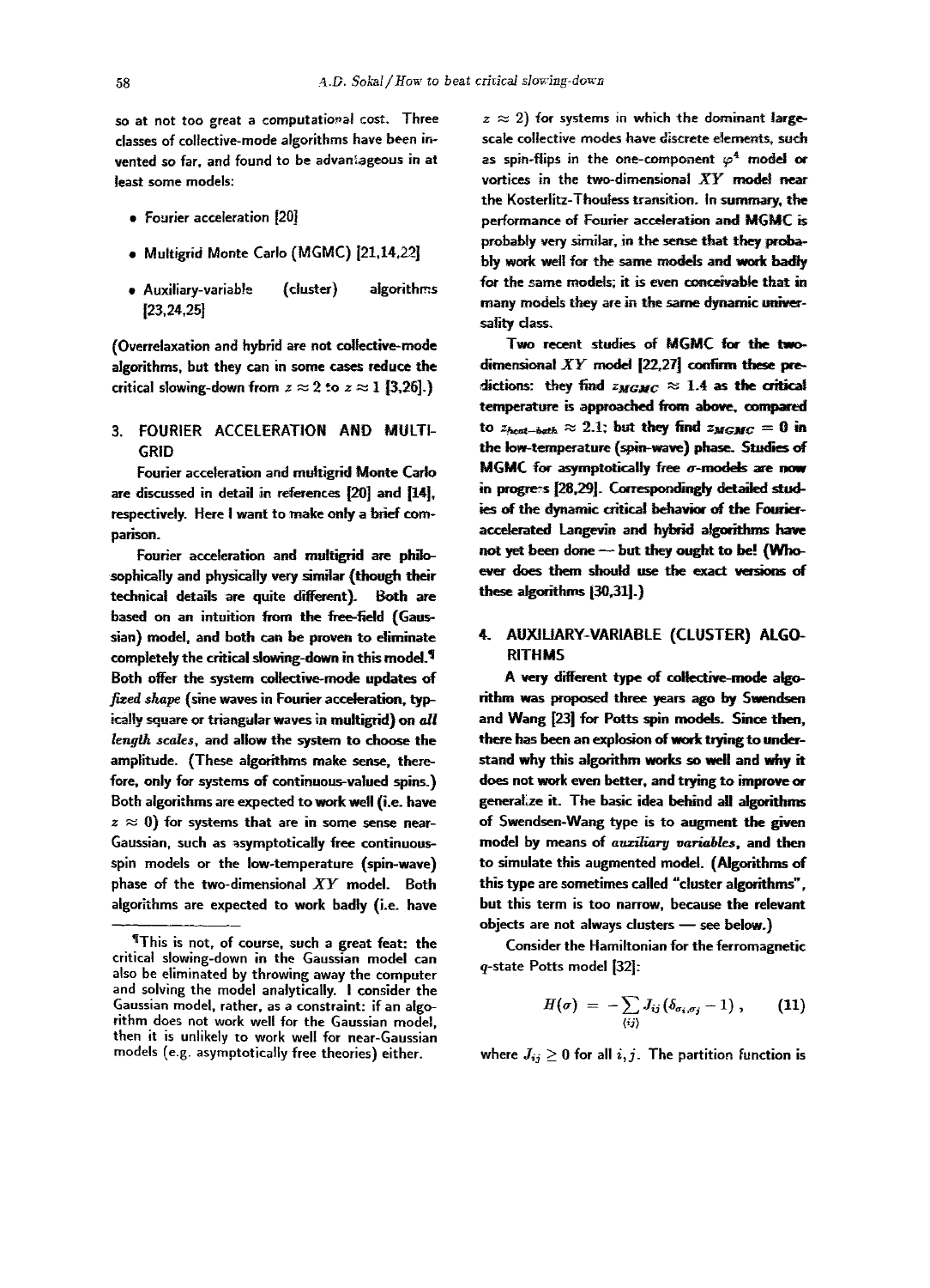so at not too great a computational cost. Three classes of collective-mode algorithms have been invented so far, and found to be advantageous in at least some models:

- Fourier acceleration [20]
- Multigrid Monte Carlo (MGMC) [21,14,22]
- Auxiliary-variable (cluster) algorithms [23,24,25]

(Overrelaxation and hybrid are not collective-mode algorithms, but they can in some cases reduce the critical slowing-down from $z \approx 2$ to $z \approx 1$ [3,26].)

## 3. FOURIER ACCELERATION AND MULTIGRID

Fourier acceleration and multigrid Monte Carlo are discussed in detail in references [20] and [14], respectively. Here I want to make only a brief comparison.

Fourier acceleration and multigrid are philosophically and physically very similar (though their technical details are quite different). Both are based on an intuition from the free-field (Gaussian) model, and both can be proven to eliminate completely the critical slowing-down in this model.[¶] Both offer the system collective-mode updates of *fixed shape* (sine waves in Fourier acceleration, typically square or triangular waves in multigrid) on *all length scales*, and allow the system to choose the amplitude. (These algorithms make sense, therefore, only for systems of continuous-valued spins.) Both algorithms are expected to work well (i.e. have $z \approx 0$) for systems that are in some sense near-Gaussian, such as asymptotically free continuous-spin models or the low-temperature (spin-wave) phase of the two-dimensional $XY$ model. Both algorithms are expected to work badly (i.e. have $z \approx 2$) for systems in which the dominant large-scale collective modes have discrete elements, such as spin-flips in the one-component $\varphi^4$ model or vortices in the two-dimensional $XY$ model near the Kosterlitz-Thouless transition. In summary, the performance of Fourier acceleration and MGMC is probably very similar, in the sense that they probably work well for the same models and work badly for the same models; it is even conceivable that in many models they are in the same dynamic universality class.

Two recent studies of MGMC for the two-dimensional $XY$ model [22,27] confirm these predictions: they find $z_{MGMC} \approx 1.4$ as the critical temperature is approached from above, compared to $z_{heat-bath} \approx 2.1$; but they find $z_{MGMC} = 0$ in the low-temperature (spin-wave) phase. Studies of MGMC for asymptotically free $\sigma$-models are now in progress [28,29]. Correspondingly detailed studies of the dynamic critical behavior of the Fourier-accelerated Langevin and hybrid algorithms have not yet been done — but they ought to be! (Whoever does them should use the exact versions of these algorithms [30,31].)

## 4. AUXILIARY-VARIABLE (CLUSTER) ALGORITHMS

A very different type of collective-mode algorithm was proposed three years ago by Swendsen and Wang [23] for Potts spin models. Since then, there has been an explosion of work trying to understand why this algorithm works so well and why it does not work even better, and trying to improve or generalize it. The basic idea behind all algorithms of Swendsen-Wang type is to augment the given model by means of *auxiliary variables*, and then to simulate this augmented model. (Algorithms of this type are sometimes called "cluster algorithms", but this term is too narrow, because the relevant objects are not always clusters — see below.)

Consider the Hamiltonian for the ferromagnetic $q$-state Potts model [32]:

$$H(\sigma) = -\sum_{\langle ij \rangle} J_{ij} (\delta_{\sigma_i, \sigma_j} - 1) , \qquad (11)$$

where $J_{ij} \geq 0$ for all $i, j$. The partition function is

[¶]This is not, of course, such a great feat: the critical slowing-down in the Gaussian model can also be eliminated by throwing away the computer and solving the model analytically. I consider the Gaussian model, rather, as a constraint: if an algorithm does not work well for the Gaussian model, then it is unlikely to work well for near-Gaussian models (e.g. asymptotically free theories) either.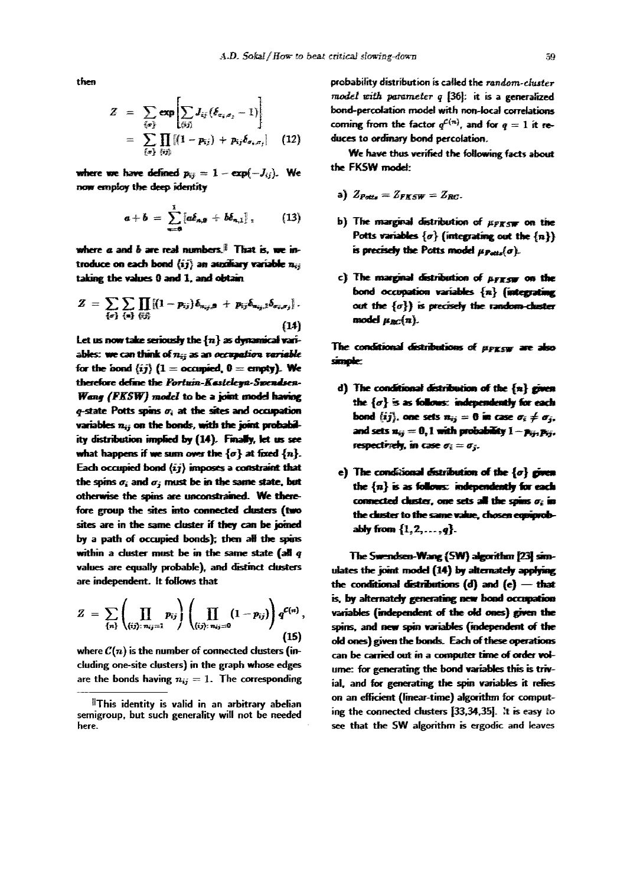then

$$
\begin{aligned}
Z &= \sum_{\{\sigma\}} \exp\left[\sum_{\langle ij\rangle} J_{ij}(\delta_{\sigma_i,\sigma_j} - 1)\right] \\
&= \sum_{\{\sigma\}} \prod_{\langle ij\rangle} [(1-p_{ij}) + p_{ij}\delta_{\sigma_i,\sigma_j}] \qquad (12)
\end{aligned}
$$

where we have defined $p_{ij} = 1 - \exp(-J_{ij})$. We now employ the deep identity

$$
a + b = \sum_{n=0}^{1} [a\delta_{n,0} + b\delta_{n,1}], \qquad (13)
$$

where $a$ and $b$ are real numbers.[‖] That is, we introduce on each bond $\langle ij\rangle$ an auxiliary variable $n_{ij}$ taking the values 0 and 1, and obtain

$$
Z = \sum_{\{\sigma\}} \sum_{\{n\}} \prod_{\langle ij\rangle} [(1-p_{ij})\delta_{n_{ij},0} + p_{ij}\delta_{n_{ij},1}\delta_{\sigma_i,\sigma_j}]. \qquad (14)
$$

Let us now take seriously the $\{n\}$ as dynamical variables: we can think of $n_{ij}$ as an *occupation variable* for the bond $\langle ij\rangle$ (1 = occupied, 0 = empty). We therefore define the *Fortuin-Kasteleyn-Swendsen-Wang (FKSW) model* to be a joint model having $q$-state Potts spins $\sigma_i$ at the sites and occupation variables $n_{ij}$ on the bonds, with the joint probability distribution implied by (14). Finally, let us see what happens if we sum over the $\{\sigma\}$ at fixed $\{n\}$. Each occupied bond $\langle ij\rangle$ imposes a constraint that the spins $\sigma_i$ and $\sigma_j$ must be in the same state, but otherwise the spins are unconstrained. We therefore group the sites into connected clusters (two sites are in the same cluster if they can be joined by a path of occupied bonds); then all the spins within a cluster must be in the same state (all $q$ values are equally probable), and distinct clusters are independent. It follows that

$$
Z = \sum_{\{n\}} \left(\prod_{\langle ij\rangle:\, n_{ij}=1} p_{ij}\right)\left(\prod_{\langle ij\rangle:\, n_{ij}=0} (1-p_{ij})\right) q^{\mathcal{C}(n)}, \qquad (15)
$$

where $\mathcal{C}(n)$ is the number of connected clusters (including one-site clusters) in the graph whose edges are the bonds having $n_{ij} = 1$. The corresponding probability distribution is called the *random-cluster model with parameter $q$* [36]: it is a generalized bond-percolation model with non-local correlations coming from the factor $q^{\mathcal{C}(n)}$, and for $q = 1$ it reduces to ordinary bond percolation.

We have thus verified the following facts about the FKSW model:

a) $Z_{Potts} = Z_{FKSW} = Z_{RC}$.

b) The marginal distribution of $\mu_{FKSW}$ on the Potts variables $\{\sigma\}$ (integrating out the $\{n\}$) is precisely the Potts model $\mu_{Potts}(\sigma)$.

c) The marginal distribution of $\mu_{FKSW}$ on the bond occupation variables $\{n\}$ (integrating out the $\{\sigma\}$) is precisely the random-cluster model $\mu_{RC}(n)$.

The conditional distributions of $\mu_{FKSW}$ are also simple:

d) The conditional distribution of the $\{n\}$ given the $\{\sigma\}$ is as follows: independently for each bond $\langle ij\rangle$, one sets $n_{ij} = 0$ in case $\sigma_i \neq \sigma_j$, and sets $n_{ij} = 0, 1$ with probability $1 - p_{ij}, p_{ij}$, respectively, in case $\sigma_i = \sigma_j$.

e) The conditional distribution of the $\{\sigma\}$ given the $\{n\}$ is as follows: independently for each connected cluster, one sets all the spins $\sigma_i$ in the cluster to the same value, chosen equiprobably from $\{1, 2, \ldots, q\}$.

The Swendsen-Wang (SW) algorithm [23] simulates the joint model (14) by alternately applying the conditional distributions (d) and (e) — that is, by alternately generating new bond occupation variables (independent of the old ones) given the spins, and new spin variables (independent of the old ones) given the bonds. Each of these operations can be carried out in a computer time of order volume: for generating the bond variables this is trivial, and for generating the spin variables it relies on an efficient (linear-time) algorithm for computing the connected clusters [33,34,35]. It is easy to see that the SW algorithm is ergodic and leaves

---

‖ This identity is valid in an arbitrary abelian semigroup, but such generality will not be needed here.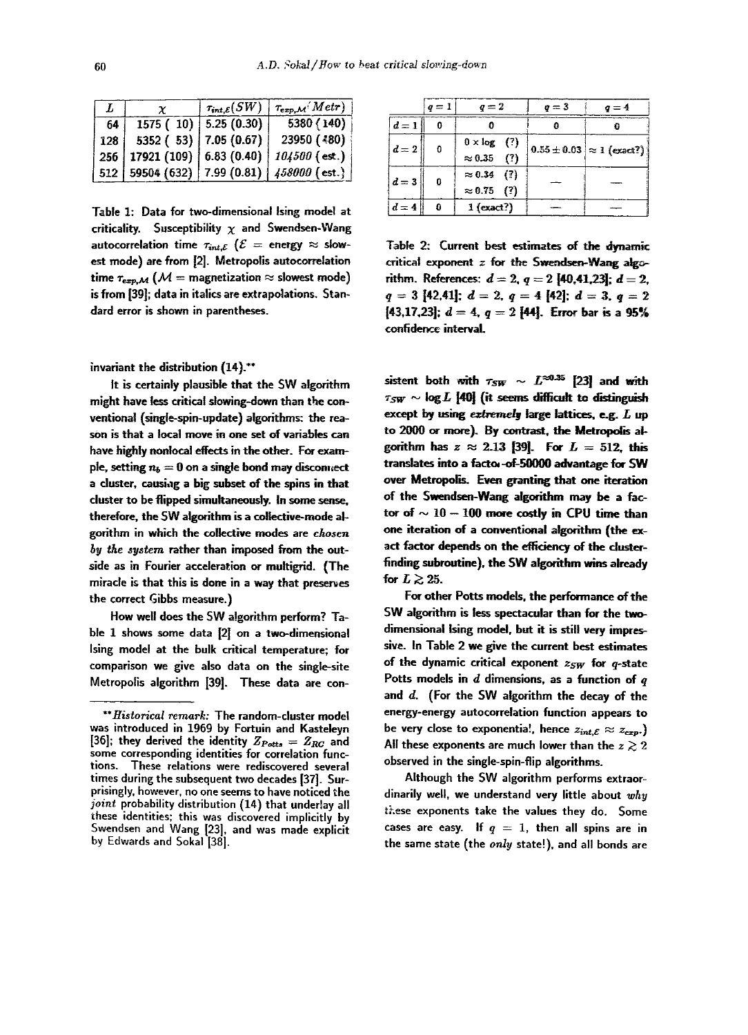| $L$ | $\chi$ | $\tau_{int,\mathcal{E}}(SW)$ | $\tau_{exp,\mathcal{M}}(Metr)$ |
|---|---|---|---|
| 64 | 1575 ( 10) | 5.25 (0.30) | 5380 (140) |
| 128 | 5352 ( 53) | 7.05 (0.67) | 23950 (480) |
| 256 | 17921 (109) | 6.83 (0.40) | *104500* (est.) |
| 512 | 59504 (632) | 7.99 (0.81) | *458000* (est.) |

**Table 1: Data for two-dimensional Ising model at criticality. Susceptibility $\chi$ and Swendsen-Wang autocorrelation time $\tau_{int,\mathcal{E}}$ ($\mathcal{E}$ = energy $\approx$ slowest mode) are from [2]. Metropolis autocorrelation time $\tau_{exp,\mathcal{M}}$ ($\mathcal{M}$ = magnetization $\approx$ slowest mode) is from [39]; data in italics are extrapolations. Standard error is shown in parentheses.**

invariant the distribution (14).**

It is certainly plausible that the SW algorithm might have less critical slowing-down than the conventional (single-spin-update) algorithms: the reason is that a local move in one set of variables can have highly nonlocal effects in the other. For example, setting $n_b = 0$ on a single bond may disconnect a cluster, causing a big subset of the spins in that cluster to be flipped simultaneously. In some sense, therefore, the SW algorithm is a collective-mode algorithm in which the collective modes are *chosen by the system* rather than imposed from the outside as in Fourier acceleration or multigrid. (The miracle is that this is done in a way that preserves the correct Gibbs measure.)

How well does the SW algorithm perform? Table 1 shows some data [2] on a two-dimensional Ising model at the bulk critical temperature; for comparison we give also data on the single-site Metropolis algorithm [39]. These data are consistent both with $\tau_{SW} \sim L^{\approx 0.35}$ [23] and with $\tau_{SW} \sim \log L$ [40] (it seems difficult to distinguish except by using *extremely* large lattices, e.g. $L$ up to 2000 or more). By contrast, the Metropolis algorithm has $z \approx 2.13$ [39]. For $L = 512$, this translates into a factor-of-50000 advantage for SW over Metropolis. Even granting that one iteration of the Swendsen-Wang algorithm may be a factor of $\sim 10 - 100$ more costly in CPU time than one iteration of a conventional algorithm (the exact factor depends on the efficiency of the cluster-finding subroutine), the SW algorithm wins already for $L \gtrsim 25$.

|  | $q=1$ | $q=2$ | $q=3$ | $q=4$ |
|---|---|---|---|---|
| $d=1$ | 0 | 0 | 0 | 0 |
| $d=2$ | 0 | $0 \times \log$ (?) <br> $\approx 0.35$ (?) | $0.55 \pm 0.03$ | $\approx 1$ (exact?) |
| $d=3$ | 0 | $\approx 0.34$ (?) <br> $\approx 0.75$ (?) | — | — |
| $d=4$ | 0 | 1 (exact?) | — | — |

**Table 2: Current best estimates of the dynamic critical exponent $z$ for the Swendsen-Wang algorithm. References: $d = 2$, $q = 2$ [40,41,23]; $d = 2$, $q = 3$ [42,41]; $d = 2$, $q = 4$ [42]; $d = 3$, $q = 2$ [43,17,23]; $d = 4$, $q = 2$ [44]. Error bar is a 95% confidence interval.**

For other Potts models, the performance of the SW algorithm is less spectacular than for the two-dimensional Ising model, but it is still very impressive. In Table 2 we give the current best estimates of the dynamic critical exponent $z_{SW}$ for $q$-state Potts models in $d$ dimensions, as a function of $q$ and $d$. (For the SW algorithm the decay of the energy-energy autocorrelation function appears to be very close to exponential, hence $z_{int,\mathcal{E}} \approx z_{exp}$.) All these exponents are much lower than the $z \gtrsim 2$ observed in the single-spin-flip algorithms.

Although the SW algorithm performs extraordinarily well, we understand very little about *why* these exponents take the values they do. Some cases are easy. If $q = 1$, then all spins are in the same state (the *only* state!), and all bonds are

---

**Historical remark:* The random-cluster model was introduced in 1969 by Fortuin and Kasteleyn [36]; they derived the identity $Z_{Potts} = Z_{RC}$ and some corresponding identities for correlation functions. These relations were rediscovered several times during the subsequent two decades [37]. Surprisingly, however, no one seems to have noticed the *joint* probability distribution (14) that underlay all these identities; this was discovered implicitly by Swendsen and Wang [23], and was made explicit by Edwards and Sokal [38].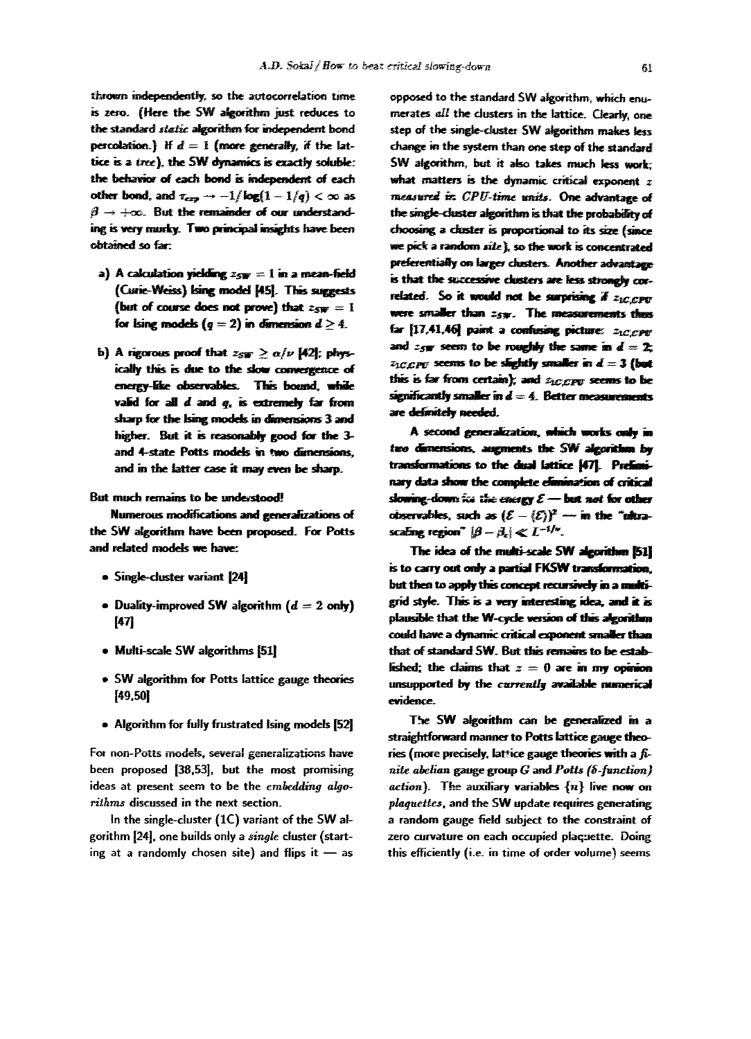thrown independently, so the autocorrelation time is zero. (Here the SW algorithm just reduces to the standard *static* algorithm for independent bond percolation.) If $d = 1$ (more generally, if the lattice is a *tree*), the SW dynamics is exactly soluble: the behavior of each bond is independent of each other bond, and $\tau_{exp} \to -1/\log(1-1/q) < \infty$ as $\beta \to +\infty$. But the remainder of our understanding is very murky. Two principal insights have been obtained so far:

a) A calculation yielding $z_{SW} = 1$ in a mean-field (Curie-Weiss) Ising model [45]. This suggests (but of course does not prove) that $z_{SW} = 1$ for Ising models ($q = 2$) in dimension $d \geq 4$.

b) A rigorous proof that $z_{SW} \geq \alpha/\nu$ [42]; physically this is due to the slow convergence of energy-like observables. This bound, while valid for all $d$ and $q$, is extremely far from sharp for the Ising models in dimensions 3 and higher. But it is reasonably good for the 3- and 4-state Potts models in two dimensions, and in the latter case it may even be sharp.

But much remains to be understood!

Numerous modifications and generalizations of the SW algorithm have been proposed. For Potts and related models we have:

- Single-cluster variant [24]
- Duality-improved SW algorithm ($d = 2$ only) [47]
- Multi-scale SW algorithms [51]
- SW algorithm for Potts lattice gauge theories [49,50]
- Algorithm for fully frustrated Ising models [52]

For non-Potts models, several generalizations have been proposed [38,53], but the most promising ideas at present seem to be the *embedding algorithms* discussed in the next section.

In the single-cluster (1C) variant of the SW algorithm [24], one builds only a *single* cluster (starting at a randomly chosen site) and flips it — as opposed to the standard SW algorithm, which enumerates *all* the clusters in the lattice. Clearly, one step of the single-cluster SW algorithm makes less change in the system than one step of the standard SW algorithm, but it also takes much less work; what matters is the dynamic critical exponent $z$ *measured in CPU-time units*. One advantage of the single-cluster algorithm is that the probability of choosing a cluster is proportional to its size (since we pick a random *site*), so the work is concentrated preferentially on larger clusters. Another advantage is that the successive clusters are less strongly correlated. So it would not be surprising if $z_{1C,CPU}$ were smaller than $z_{SW}$. The measurements thus far [17,41,46] paint a confusing picture: $z_{1C,CPU}$ and $z_{SW}$ seem to be roughly the same in $d = 2$; $z_{1C,CPU}$ seems to be slightly smaller in $d = 3$ (but this is far from certain); and $z_{1C,CPU}$ seems to be significantly smaller in $d = 4$. Better measurements are definitely needed.

A second generalization, which works only in *two* dimensions, augments the SW algorithm by transformations to the dual lattice [47]. Preliminary data show the complete elimination of critical slowing-down for the energy $\mathcal{E}$ — but *not* for other observables, such as $(\mathcal{E} - \langle\mathcal{E}\rangle)^2$ — in the "ultra-scaling region" $|\beta - \beta_c| \ll L^{-1/\nu}$.

The idea of the multi-scale SW algorithm [51] is to carry out only a partial FKSW transformation, but then to apply this concept recursively in a multi-grid style. This is a very interesting idea, and it is plausible that the W-cycle version of this algorithm could have a dynamic critical exponent smaller than that of standard SW. But this remains to be established; the claims that $z = 0$ are in my opinion unsupported by the *currently* available numerical evidence.

The SW algorithm can be generalized in a straightforward manner to Potts lattice gauge theories (more precisely, lattice gauge theories with a *finite abelian* gauge group $G$ and *Potts ($\delta$-function) action*). The auxiliary variables $\{n\}$ live now on *plaquettes*, and the SW update requires generating a random gauge field subject to the constraint of zero curvature on each occupied plaquette. Doing this efficiently (i.e. in time of order volume) seems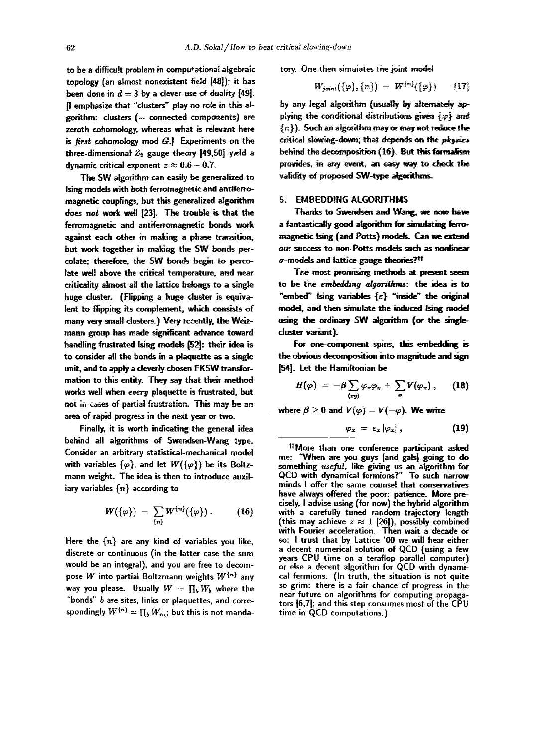to be a difficult problem in computational algebraic topology (an almost nonexistent field [48]); it has been done in $d = 3$ by a clever use of duality [49]. [I emphasize that "clusters" play no role in this algorithm: clusters (= connected components) are zeroth cohomology, whereas what is relevant here is *first* cohomology mod $G$.] Experiments on the three-dimensional $Z_2$ gauge theory [49,50] yield a dynamic critical exponent $z \approx 0.6 - 0.7$.

The SW algorithm can easily be generalized to Ising models with both ferromagnetic and antiferromagnetic couplings, but this generalized algorithm does *not* work well [23]. The trouble is that the ferromagnetic and antiferromagnetic bonds work against each other in making a phase transition, but work together in making the SW bonds percolate; therefore, the SW bonds begin to percolate well above the critical temperature, and near criticality almost all the lattice belongs to a single huge cluster. (Flipping a huge cluster is equivalent to flipping its complement, which consists of many very small clusters.) Very recently, the Weizmann group has made significant advance toward handling frustrated Ising models [52]: their idea is to consider all the bonds in a plaquette as a single unit, and to apply a cleverly chosen FKSW transformation to this entity. They say that their method works well when *every* plaquette is frustrated, but not in cases of partial frustration. This may be an area of rapid progress in the next year or two.

Finally, it is worth indicating the general idea behind all algorithms of Swendsen-Wang type. Consider an arbitrary statistical-mechanical model with variables $\{\varphi\}$, and let $W(\{\varphi\})$ be its Boltzmann weight. The idea is then to introduce auxiliary variables $\{n\}$ according to

$$W(\{\varphi\}) = \sum_{\{n\}} W^{\{n\}}(\{\varphi\}) . \tag{16}$$

Here the $\{n\}$ are any kind of variables you like, discrete or continuous (in the latter case the sum would be an integral), and you are free to decompose $W$ into partial Boltzmann weights $W^{\{n\}}$ any way you please. Usually $W = \prod_b W_b$ where the "bonds" $b$ are sites, links or plaquettes, and correspondingly $W^{\{n\}} = \prod_b W_{n_b}$; but this is not mandatory. One then simulates the joint model

$$W_{joint}(\{\varphi\},\{n\}) = W^{\{n\}}(\{\varphi\}) \tag{17}$$

by any legal algorithm (usually by alternately applying the conditional distributions given $\{\varphi\}$ and $\{n\}$). Such an algorithm may or may not reduce the critical slowing-down; that depends on the *physics* behind the decomposition (16). But this formalism provides, in any event, an easy way to check the validity of proposed SW-type algorithms.

## 5. EMBEDDING ALGORITHMS

Thanks to Swendsen and Wang, we now have a fantastically good algorithm for simulating ferromagnetic Ising (and Potts) models. Can we extend our success to non-Potts models such as nonlinear $\sigma$-models and lattice gauge theories?[††]

The most promising methods at present seem to be the *embedding algorithms*: the idea is to "embed" Ising variables $\{\varepsilon\}$ "inside" the original model, and then simulate the induced Ising model using the ordinary SW algorithm (or the single-cluster variant).

For one-component spins, this embedding is the obvious decomposition into magnitude and sign [54]. Let the Hamiltonian be

$$H(\varphi) = -\beta \sum_{\langle xy \rangle} \varphi_x \varphi_y + \sum_x V(\varphi_x) , \tag{18}$$

where $\beta \geq 0$ and $V(\varphi) = V(-\varphi)$. We write

$$\varphi_x = \varepsilon_x |\varphi_x| , \tag{19}$$

[††]More than one conference participant asked me: "When are you guys [and gals] going to do something *useful*, like giving us an algorithm for QCD with dynamical fermions?" To such narrow minds I offer the same counsel that conservatives have always offered the poor: patience. More precisely, I advise using (for now) the hybrid algorithm with a carefully tuned random trajectory length (this may achieve $z \approx 1$ [26]), possibly combined with Fourier acceleration. Then wait a decade or so: I trust that by Lattice '00 we will hear either a decent numerical solution of QCD (using a few years CPU time on a teraflop parallel computer) or else a decent algorithm for QCD with dynamical fermions. (In truth, the situation is not quite so grim: there is a fair chance of progress in the near future on algorithms for computing propagators [6,7]; and this step consumes most of the CPU time in QCD computations.)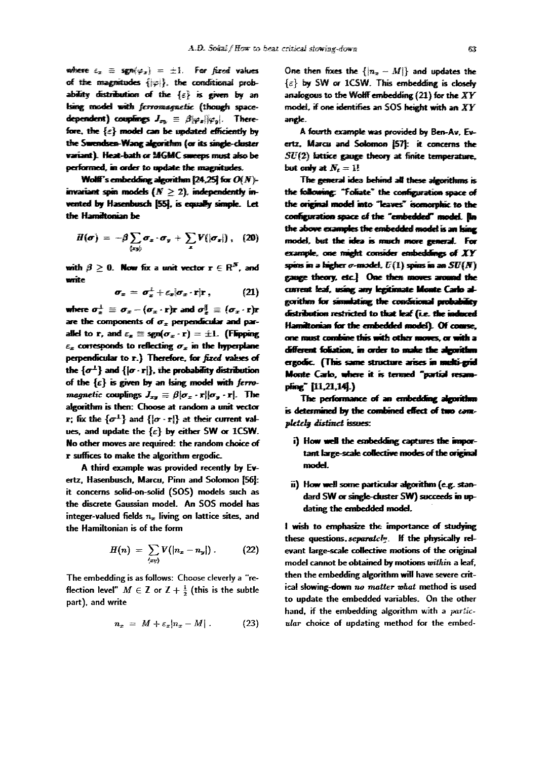where $\varepsilon_x \equiv \text{sgn}(\varphi_x) = \pm 1$. For *fixed* values of the magnitudes $\{|\varphi|\}$, the conditional probability distribution of the $\{\varepsilon\}$ is given by an Ising model with *ferromagnetic* (though space-dependent) couplings $J_{xy} \equiv \beta|\varphi_x||\varphi_y|$. Therefore, the $\{\varepsilon\}$ model can be updated efficiently by the Swendsen-Wang algorithm (or its single-cluster variant). Heat-bath or MGMC sweeps must also be performed, in order to update the magnitudes.

Wolff's embedding algorithm [24,25] for $O(N)$-invariant spin models ($N \geq 2$), independently invented by Hasenbusch [55], is equally simple. Let the Hamiltonian be

$$H(\sigma) = -\beta \sum_{\langle xy \rangle} \sigma_x \cdot \sigma_y + \sum_x V(|\sigma_x|), \quad (20)$$

with $\beta \geq 0$. Now fix a unit vector $\mathbf{r} \in \mathbf{R}^N$, and write

$$\sigma_x = \sigma_x^{\perp} + \varepsilon_x |\sigma_x \cdot \mathbf{r}| \mathbf{r}, \quad (21)$$

where $\sigma_x^{\perp} \equiv \sigma_x - (\sigma_x \cdot \mathbf{r})\mathbf{r}$ and $\sigma_x^{\parallel} \equiv (\sigma_x \cdot \mathbf{r})\mathbf{r}$ are the components of $\sigma_x$ perpendicular and parallel to $\mathbf{r}$, and $\varepsilon_x \equiv \text{sgn}(\sigma_x \cdot \mathbf{r}) = \pm 1$. (Flipping $\varepsilon_x$ corresponds to reflecting $\sigma_x$ in the hyperplane perpendicular to $\mathbf{r}$.) Therefore, for *fixed* values of the $\{\sigma^{\perp}\}$ and $\{|\sigma \cdot \mathbf{r}|\}$, the probability distribution of the $\{\varepsilon\}$ is given by an Ising model with *ferromagnetic* couplings $J_{xy} \equiv \beta|\sigma_x \cdot \mathbf{r}||\sigma_y \cdot \mathbf{r}|$. The algorithm is then: Choose at random a unit vector $\mathbf{r}$; fix the $\{\sigma^{\perp}\}$ and $\{|\sigma \cdot \mathbf{r}|\}$ at their current values, and update the $\{\varepsilon\}$ by either SW or 1CSW. No other moves are required: the random choice of $\mathbf{r}$ suffices to make the algorithm ergodic.

A third example was provided recently by Evertz, Hasenbusch, Marcu, Pinn and Solomon [56]: it concerns solid-on-solid (SOS) models such as the discrete Gaussian model. An SOS model has integer-valued fields $n_x$ living on lattice sites, and the Hamiltonian is of the form

$$H(n) = \sum_{\langle xy \rangle} V(|n_x - n_y|). \quad (22)$$

The embedding is as follows: Choose cleverly a "reflection level" $M \in Z$ or $Z + \frac{1}{2}$ (this is the subtle part), and write

$$n_x = M + \varepsilon_x |n_x - M|. \quad (23)$$

One then fixes the $\{|n_x - M|\}$ and updates the $\{\varepsilon\}$ by SW or 1CSW. This embedding is closely analogous to the Wolff embedding (21) for the $XY$ model, if one identifies an SOS height with an $XY$ angle.

A fourth example was provided by Ben-Av, Evertz, Marcu and Solomon [57]: it concerns the $SU(2)$ lattice gauge theory at finite temperature, but only at $N_t = 1$!

The general idea behind all these algorithms is the following: "Foliate" the configuration space of the original model into "leaves" isomorphic to the configuration space of the "embedded" model. [In the above examples the embedded model is an Ising model, but the idea is much more general. For example, one might consider embeddings of $XY$ spins in a higher $\sigma$-model, $U(1)$ spins in an $SU(N)$ gauge theory, etc.] One then moves around the current leaf, using any legitimate Monte Carlo algorithm for simulating the conditional probability distribution restricted to that leaf (i.e. the induced Hamiltonian for the embedded model). Of course, one must combine this with other moves, or with a different foliation, in order to make the algorithm ergodic. (This same structure arises in multi-grid Monte Carlo, where it is termed "partial resampling" [11,21,14].)

The performance of an embedding algorithm is determined by the combined effect of two *completely distinct* issues:

i) How well the embedding captures the important large-scale collective modes of the original model.

ii) How well some particular algorithm (e.g. standard SW or single-cluster SW) succeeds in updating the embedded model.

I wish to emphasize the importance of studying these questions *separately*. If the physically relevant large-scale collective motions of the original model cannot be obtained by motions *within* a leaf, then the embedding algorithm will have severe critical slowing-down *no matter what* method is used to update the embedded variables. On the other hand, if the embedding algorithm with a *particular* choice of updating method for the embed-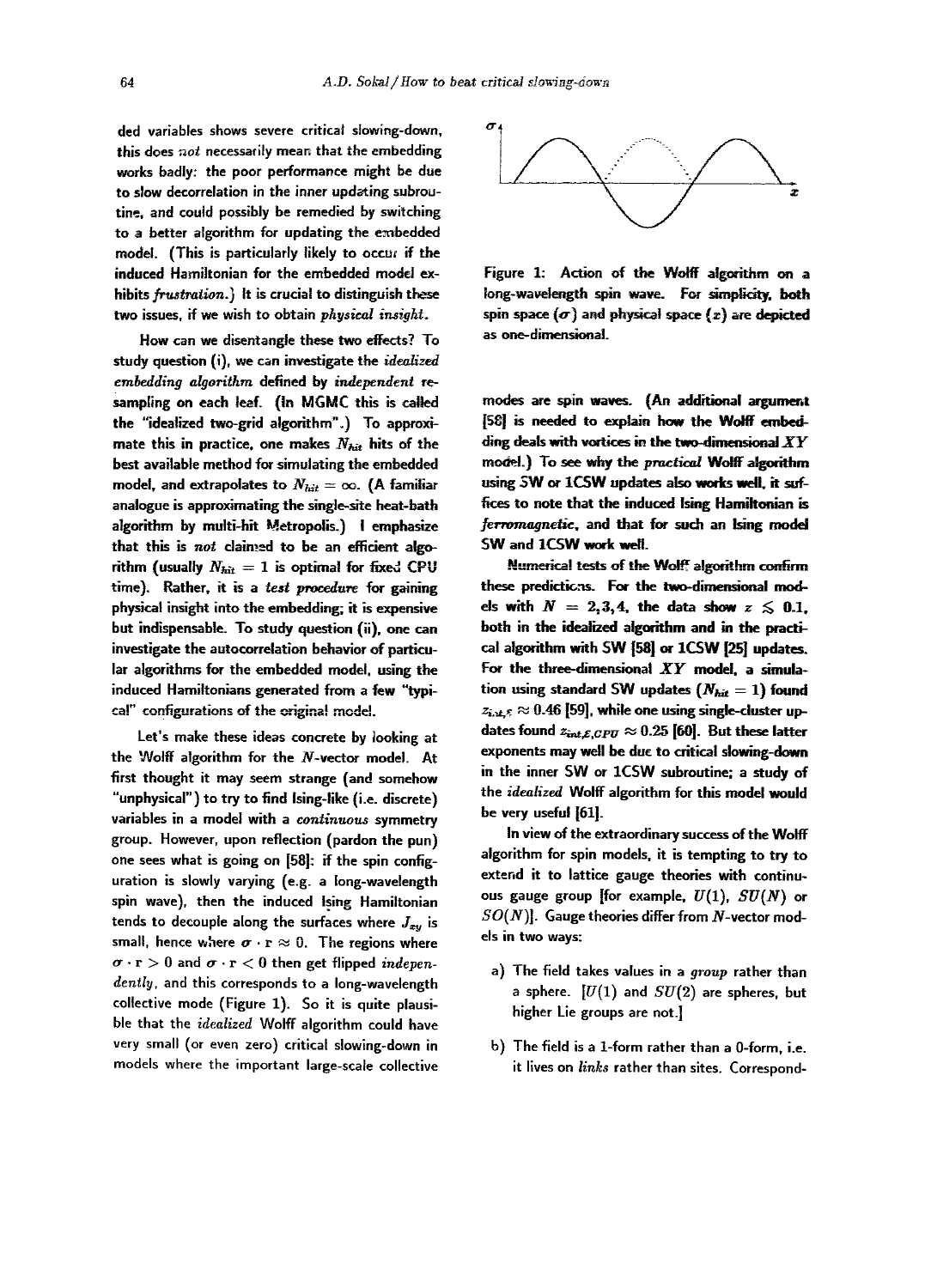ded variables shows severe critical slowing-down, this does *not* necessarily mean that the embedding works badly: the poor performance might be due to slow decorrelation in the inner updating subroutine, and could possibly be remedied by switching to a better algorithm for updating the embedded model. (This is particularly likely to occur if the induced Hamiltonian for the embedded model exhibits *frustration*.) It is crucial to distinguish these two issues, if we wish to obtain *physical insight*.

How can we disentangle these two effects? To study question (i), we can investigate the *idealized embedding algorithm* defined by *independent resampling* on each leaf. (In MGMC this is called the "idealized two-grid algorithm".) To approximate this in practice, one makes $N_{hit}$ hits of the best available method for simulating the embedded model, and extrapolates to $N_{hit} = \infty$. (A familiar analogue is approximating the single-site heat-bath algorithm by multi-hit Metropolis.) I emphasize that this is *not* claimed to be an efficient algorithm (usually $N_{hit} = 1$ is optimal for fixed CPU time). Rather, it is a *test procedure* for gaining physical insight into the embedding; it is expensive but indispensable. To study question (ii), one can investigate the autocorrelation behavior of particular algorithms for the embedded model, using the induced Hamiltonians generated from a few "typical" configurations of the original model.

Let's make these ideas concrete by looking at the Wolff algorithm for the $N$-vector model. At first thought it may seem strange (and somehow "unphysical") to try to find Ising-like (i.e. discrete) variables in a model with a *continuous* symmetry group. However, upon reflection (pardon the pun) one sees what is going on [58]: if the spin configuration is slowly varying (e.g. a long-wavelength spin wave), then the induced Ising Hamiltonian tends to decouple along the surfaces where $J_{xy}$ is small, hence where $\sigma \cdot \mathbf{r} \approx 0$. The regions where $\sigma \cdot \mathbf{r} > 0$ and $\sigma \cdot \mathbf{r} < 0$ then get flipped *independently*, and this corresponds to a long-wavelength collective mode (Figure 1). So it is quite plausible that the *idealized* Wolff algorithm could have very small (or even zero) critical slowing-down in models where the important large-scale collective

Figure 1: Action of the Wolff algorithm on a long-wavelength spin wave. For simplicity, both spin space ($\sigma$) and physical space ($x$) are depicted as one-dimensional.

modes are spin waves. (An additional argument [58] is needed to explain how the Wolff embedding deals with vortices in the two-dimensional $XY$ model.) To see why the *practical* Wolff algorithm using SW or 1CSW updates also works well, it suffices to note that the induced Ising Hamiltonian is *ferromagnetic*, and that for such an Ising model SW and 1CSW work well.

Numerical tests of the Wolff algorithm confirm these predictions. For the two-dimensional models with $N = 2, 3, 4$, the data show $z \lesssim 0.1$, both in the idealized algorithm and in the practical algorithm with SW [58] or 1CSW [25] updates. For the three-dimensional $XY$ model, a simulation using standard SW updates ($N_{hit} = 1$) found $z_{int,\mathcal{E}} \approx 0.46$ [59], while one using single-cluster updates found $z_{int,\mathcal{E},CPU} \approx 0.25$ [60]. But these latter exponents may well be due to critical slowing-down in the inner SW or 1CSW subroutine; a study of the *idealized* Wolff algorithm for this model would be very useful [61].

In view of the extraordinary success of the Wolff algorithm for spin models, it is tempting to try to extend it to lattice gauge theories with continuous gauge group [for example, $U(1)$, $SU(N)$ or $SO(N)$]. Gauge theories differ from $N$-vector models in two ways:

a) The field takes values in a *group* rather than a sphere. [$U(1)$ and $SU(2)$ are spheres, but higher Lie groups are not.]

b) The field is a 1-form rather than a 0-form, i.e. it lives on *links* rather than sites. Correspond-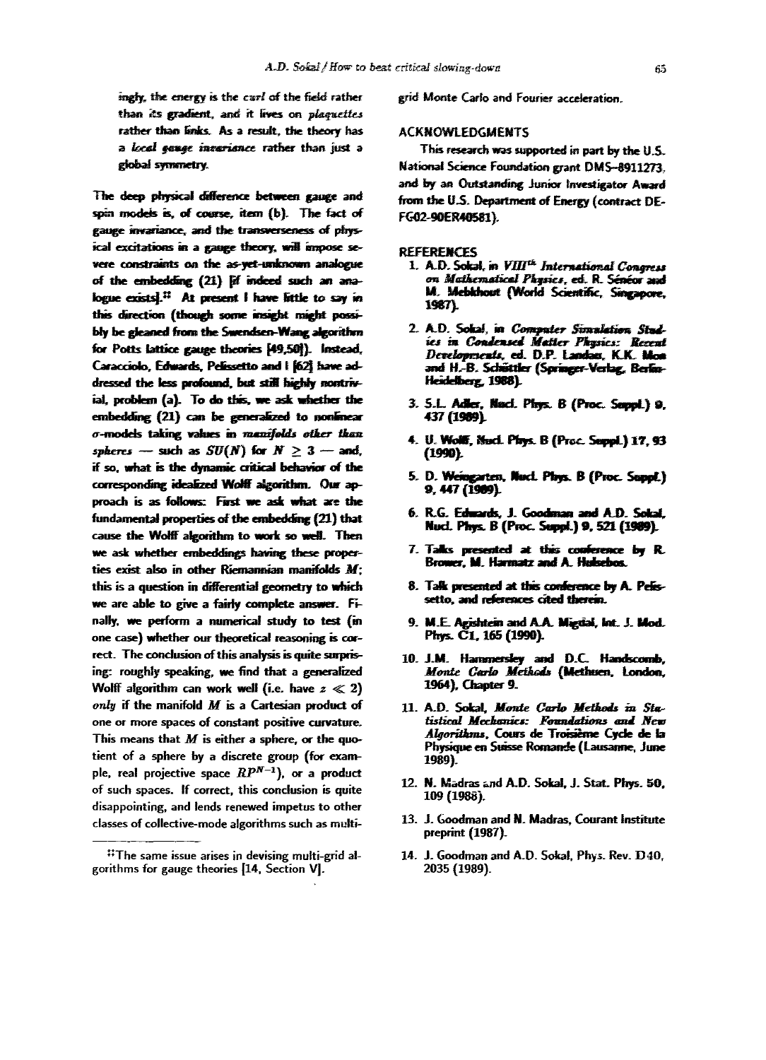ingly, the energy is the *curl* of the field rather than its gradient, and it lives on *plaquettes* rather than links. As a result, the theory has a *local gauge invariance* rather than just a global symmetry.

The deep physical difference between gauge and spin models is, of course, item (b). The fact of gauge invariance, and the transverseness of physical excitations in a gauge theory, will impose severe constraints on the as-yet-unknown analogue of the embedding (21) [if indeed such an analogue exists].[‡‡] At present I have little to say in this direction (though some insight might possibly be gleaned from the Swendsen-Wang algorithm for Potts lattice gauge theories [49,50]). Instead, Caracciolo, Edwards, Pelissetto and I [62] have addressed the less profound, but still highly nontrivial, problem (a). To do this, we ask whether the embedding (21) can be generalized to nonlinear $\sigma$-models taking values in *manifolds other than spheres* — such as $SU(N)$ for $N \geq 3$ — and, if so, what is the dynamic critical behavior of the corresponding idealized Wolff algorithm. Our approach is as follows: First we ask what are the fundamental properties of the embedding (21) that cause the Wolff algorithm to work so well. Then we ask whether embeddings having these properties exist also in other Riemannian manifolds $M$; this is a question in differential geometry to which we are able to give a fairly complete answer. Finally, we perform a numerical study to test (in one case) whether our theoretical reasoning is correct. The conclusion of this analysis is quite surprising: roughly speaking, we find that a generalized Wolff algorithm can work well (i.e. have $z \ll 2$) *only* if the manifold $M$ is a Cartesian product of one or more spaces of constant positive curvature. This means that $M$ is either a sphere, or the quotient of a sphere by a discrete group (for example, real projective space $RP^{N-1}$), or a product of such spaces. If correct, this conclusion is quite disappointing, and lends renewed impetus to other classes of collective-mode algorithms such as multi-grid Monte Carlo and Fourier acceleration.

[‡‡] The same issue arises in devising multi-grid algorithms for gauge theories [14, Section V].

## ACKNOWLEDGMENTS

This research was supported in part by the U.S. National Science Foundation grant DMS–8911273, and by an Outstanding Junior Investigator Award from the U.S. Department of Energy (contract DE-FG02-90ER40581).

## REFERENCES

1. A.D. Sokal, in *VIII[th] International Congress on Mathematical Physics*, ed. R. Sénéor and M. Mebkhout (World Scientific, Singapore, 1987).
2. A.D. Sokal, in *Computer Simulation Studies in Condensed Matter Physics: Recent Developments*, ed. D.P. Landau, K.K. Mon and H.-B. Schüttler (Springer-Verlag, Berlin-Heidelberg, 1988).
3. S.L. Adler, Nucl. Phys. B (Proc. Suppl.) **9**, 437 (1989).
4. U. Wolff, Nucl. Phys. B (Proc. Suppl.) **17**, 93 (1990).
5. D. Weingarten, Nucl. Phys. B (Proc. Suppl.) **9**, 447 (1989).
6. R.G. Edwards, J. Goodman and A.D. Sokal, Nucl. Phys. B (Proc. Suppl.) **9**, 521 (1989).
7. Talks presented at this conference by R. Brower, M. Harmatz and A. Hulsebos.
8. Talk presented at this conference by A. Pelissetto, and references cited therein.
9. M.E. Agishtein and A.A. Migdal, Int. J. Mod. Phys. **C1**, 165 (1990).
10. J.M. Hammersley and D.C. Handscomb, *Monte Carlo Methods* (Methuen, London, 1964), Chapter 9.
11. A.D. Sokal, *Monte Carlo Methods in Statistical Mechanics: Foundations and New Algorithms*, Cours de Troisième Cycle de la Physique en Suisse Romande (Lausanne, June 1989).
12. N. Madras and A.D. Sokal, J. Stat. Phys. **50**, 109 (1988).
13. J. Goodman and N. Madras, Courant Institute preprint (1987).
14. J. Goodman and A.D. Sokal, Phys. Rev. D**40**, 2035 (1989).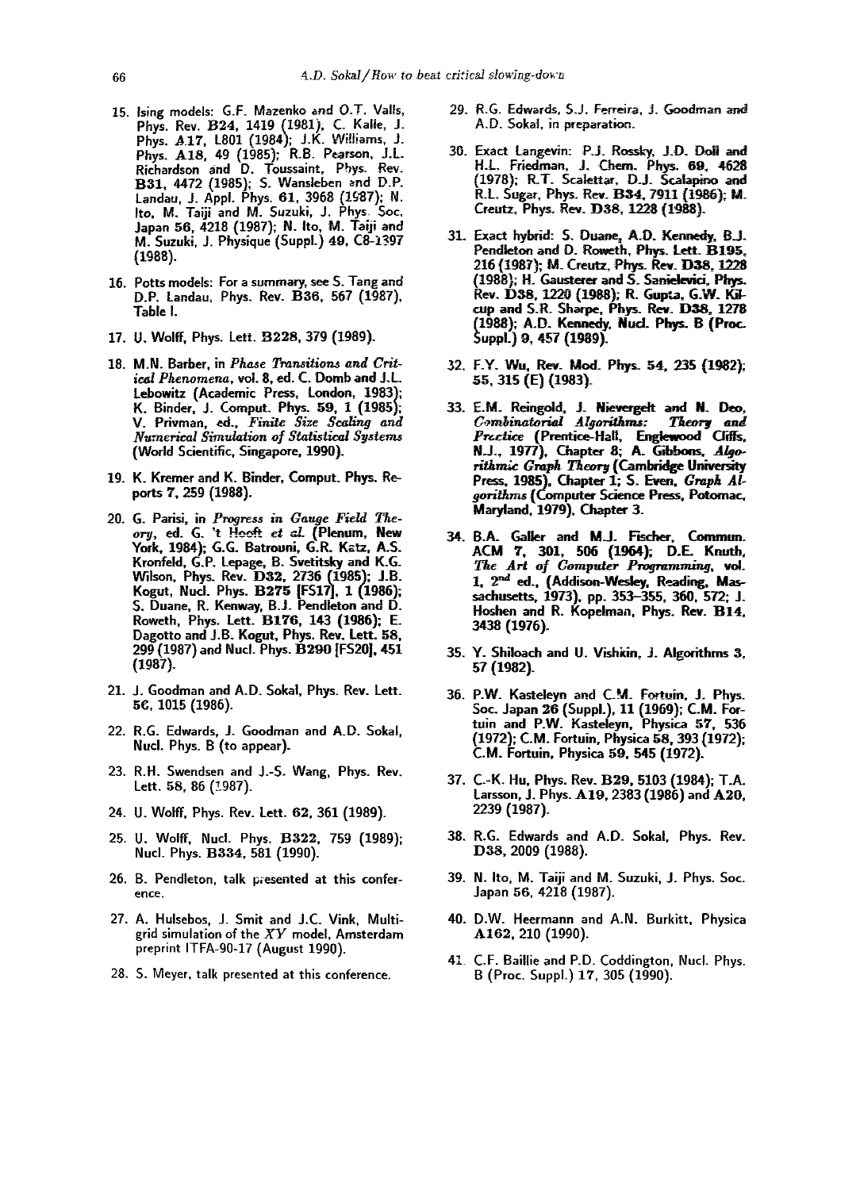15. Ising models: G.F. Mazenko and O.T. Valls, Phys. Rev. **B24**, 1419 (1981); C. Kalle, J. Phys. **A17**, L801 (1984); J.K. Williams, J. Phys. **A18**, 49 (1985); R.B. Pearson, J.L. Richardson and D. Toussaint, Phys. Rev. **B31**, 4472 (1985); S. Wansleben and D.P. Landau, J. Appl. Phys. **61**, 3968 (1987); N. Ito, M. Taiji and M. Suzuki, J. Phys. Soc. Japan **56**, 4218 (1987); N. Ito, M. Taiji and M. Suzuki, J. Physique (Suppl.) **49**, C8-1397 (1988).

16. Potts models: For a summary, see S. Tang and D.P. Landau, Phys. Rev. **B36**, 567 (1987), Table I.

17. U. Wolff, Phys. Lett. **B228**, 379 (1989).

18. M.N. Barber, in *Phase Transitions and Critical Phenomena*, vol. 8, ed. C. Domb and J.L. Lebowitz (Academic Press, London, 1983); K. Binder, J. Comput. Phys. **59**, 1 (1985); V. Privman, ed., *Finite Size Scaling and Numerical Simulation of Statistical Systems* (World Scientific, Singapore, 1990).

19. K. Kremer and K. Binder, Comput. Phys. Reports **7**, 259 (1988).

20. G. Parisi, in *Progress in Gauge Field Theory*, ed. G. 't Hooft *et al.* (Plenum, New York, 1984); G.G. Batrouni, G.R. Katz, A.S. Kronfeld, G.P. Lepage, B. Svetitsky and K.G. Wilson, Phys. Rev. **D32**, 2736 (1985); J.B. Kogut, Nucl. Phys. **B275** [FS17], 1 (1986); S. Duane, R. Kenway, B.J. Pendleton and D. Roweth, Phys. Lett. **B176**, 143 (1986); E. Dagotto and J.B. Kogut, Phys. Rev. Lett. **58**, 299 (1987) and Nucl. Phys. **B290** [FS20], 451 (1987).

21. J. Goodman and A.D. Sokal, Phys. Rev. Lett. **56**, 1015 (1986).

22. R.G. Edwards, J. Goodman and A.D. Sokal, Nucl. Phys. B (to appear).

23. R.H. Swendsen and J.-S. Wang, Phys. Rev. Lett. **58**, 86 (1987).

24. U. Wolff, Phys. Rev. Lett. **62**, 361 (1989).

25. U. Wolff, Nucl. Phys. **B322**, 759 (1989); Nucl. Phys. **B334**, 581 (1990).

26. B. Pendleton, talk presented at this conference.

27. A. Hulsebos, J. Smit and J.C. Vink, Multigrid simulation of the $XY$ model, Amsterdam preprint ITFA-90-17 (August 1990).

28. S. Meyer, talk presented at this conference.

29. R.G. Edwards, S.J. Ferreira, J. Goodman and A.D. Sokal, in preparation.

30. Exact Langevin: P.J. Rossky, J.D. Doll and H.L. Friedman, J. Chem. Phys. **69**, 4628 (1978); R.T. Scalettar, D.J. Scalapino and R.L. Sugar, Phys. Rev. **B34**, 7911 (1986); M. Creutz, Phys. Rev. **D38**, 1228 (1988).

31. Exact hybrid: S. Duane, A.D. Kennedy, B.J. Pendleton and D. Roweth, Phys. Lett. **B195**, 216 (1987); M. Creutz, Phys. Rev. **D38**, 1228 (1988); H. Gausterer and S. Sanielevici, Phys. Rev. **D38**, 1220 (1988); R. Gupta, G.W. Kilcup and S.R. Sharpe, Phys. Rev. **D38**, 1278 (1988); A.D. Kennedy, Nucl. Phys. B (Proc. Suppl.) **9**, 457 (1989).

32. F.Y. Wu, Rev. Mod. Phys. **54**, 235 (1982); **55**, 315 (E) (1983).

33. E.M. Reingold, J. Nievergelt and N. Deo, *Combinatorial Algorithms: Theory and Practice* (Prentice-Hall, Englewood Cliffs, N.J., 1977), Chapter 8; A. Gibbons, *Algorithmic Graph Theory* (Cambridge University Press, 1985), Chapter 1; S. Even, *Graph Algorithms* (Computer Science Press, Potomac, Maryland, 1979), Chapter 3.

34. B.A. Galler and M.J. Fischer, Commun. ACM **7**, 301, 506 (1964); D.E. Knuth, *The Art of Computer Programming*, vol. 1, 2nd ed., (Addison-Wesley, Reading, Massachusetts, 1973), pp. 353–355, 360, 572; J. Hoshen and R. Kopelman, Phys. Rev. **B14**, 3438 (1976).

35. Y. Shiloach and U. Vishkin, J. Algorithms **3**, 57 (1982).

36. P.W. Kasteleyn and C.M. Fortuin, J. Phys. Soc. Japan **26** (Suppl.), 11 (1969); C.M. Fortuin and P.W. Kasteleyn, Physica **57**, 536 (1972); C.M. Fortuin, Physica **58**, 393 (1972); C.M. Fortuin, Physica **59**, 545 (1972).

37. C.-K. Hu, Phys. Rev. **B29**, 5103 (1984); T.A. Larsson, J. Phys. **A19**, 2383 (1986) and **A20**, 2239 (1987).

38. R.G. Edwards and A.D. Sokal, Phys. Rev. **D38**, 2009 (1988).

39. N. Ito, M. Taiji and M. Suzuki, J. Phys. Soc. Japan **56**, 4218 (1987).

40. D.W. Heermann and A.N. Burkitt, Physica **A162**, 210 (1990).

41. C.F. Baillie and P.D. Coddington, Nucl. Phys. B (Proc. Suppl.) **17**, 305 (1990).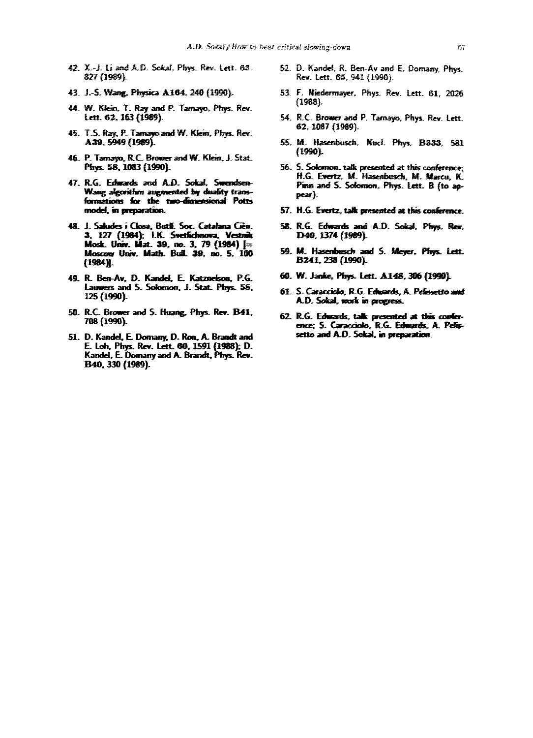42. X.-J. Li and A.D. Sokal, Phys. Rev. Lett. **63**, 827 (1989).

43. J.-S. Wang, Physica **A164**, 240 (1990).

44. W. Klein, T. Ray and P. Tamayo, Phys. Rev. Lett. **62**, 163 (1989).

45. T.S. Ray, P. Tamayo and W. Klein, Phys. Rev. **A39**, 5949 (1989).

46. P. Tamayo, R.C. Brower and W. Klein, J. Stat. Phys. **58**, 1083 (1990).

47. R.G. Edwards and A.D. Sokal, Swendsen-Wang algorithm augmented by duality transformations for the two-dimensional Potts model, in preparation.

48. J. Saludes i Closa, Butll. Soc. Catalana Ciên. **3**, 127 (1984); I.K. Svetlichnova, Vestnik Mosk. Univ. Mat. **39**, no. 3, 79 (1984) [= Moscow Univ. Math. Bull. **39**, no. 5, 100 (1984)].

49. R. Ben-Av, D. Kandel, E. Katznelson, P.G. Lauwers and S. Solomon, J. Stat. Phys. **58**, 125 (1990).

50. R.C. Brower and S. Huang, Phys. Rev. **B41**, 708 (1990).

51. D. Kandel, E. Domany, D. Ron, A. Brandt and E. Loh, Phys. Rev. Lett. **60**, 1591 (1988); D. Kandel, E. Domany and A. Brandt, Phys. Rev. **B40**, 330 (1989).

52. D. Kandel, R. Ben-Av and E. Domany, Phys. Rev. Lett. **65**, 941 (1990).

53. F. Niedermayer, Phys. Rev. Lett. **61**, 2026 (1988).

54. R.C. Brower and P. Tamayo, Phys. Rev. Lett. **62**, 1087 (1989).

55. M. Hasenbusch, Nucl. Phys. **B333**, 581 (1990).

56. S. Solomon, talk presented at this conference; H.G. Evertz, M. Hasenbusch, M. Marcu, K. Pinn and S. Solomon, Phys. Lett. B (to appear).

57. H.G. Evertz, talk presented at this conference.

58. R.G. Edwards and A.D. Sokal, Phys. Rev. **D40**, 1374 (1989).

59. M. Hasenbusch and S. Meyer, Phys. Lett. **B241**, 238 (1990).

60. W. Janke, Phys. Lett. **A148**, 306 (1990).

61. S. Caracciolo, R.G. Edwards, A. Pelissetto and A.D. Sokal, work in progress.

62. R.G. Edwards, talk presented at this conference; S. Caracciolo, R.G. Edwards, A. Pelissetto and A.D. Sokal, in preparation.